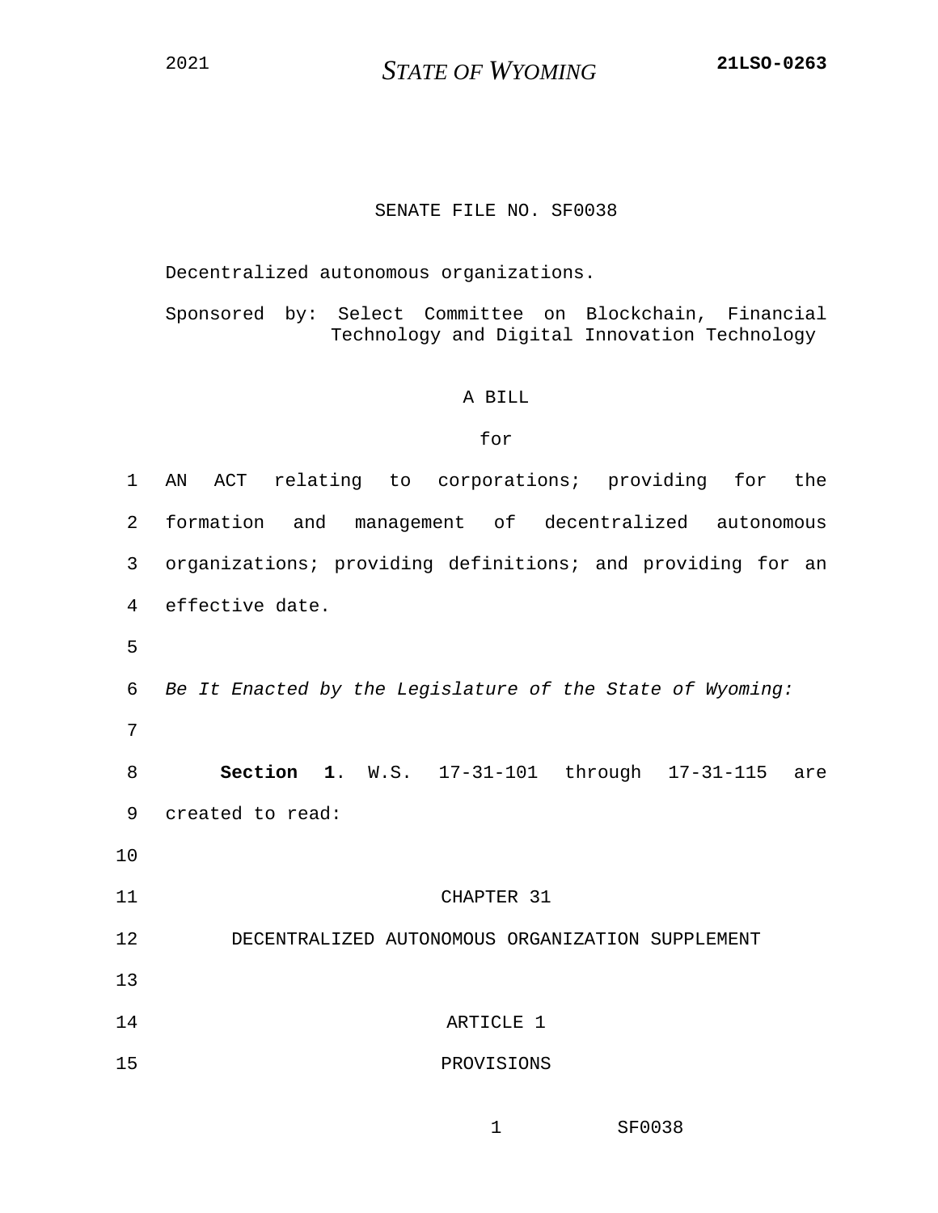2021 **STATE OF WYOMING** **21LSO-0263**

SENATE FILE NO. SF0038

Decentralized autonomous organizations.

Sponsored by: Select Committee on Blockchain, Financial Technology and Digital Innovation Technology

A BILL

for

AN ACT relating to corporations; providing for the formation and management of decentralized autonomous organizations; providing definitions; and providing for an effective date.

*Be It Enacted by the Legislature of the State of Wyoming:*

**Section 1**. W.S. 17-31-101 through 17-31-115 are created to read:

CHAPTER 31

DECENTRALIZED AUTONOMOUS ORGANIZATION SUPPLEMENT

ARTICLE 1

PROVISIONS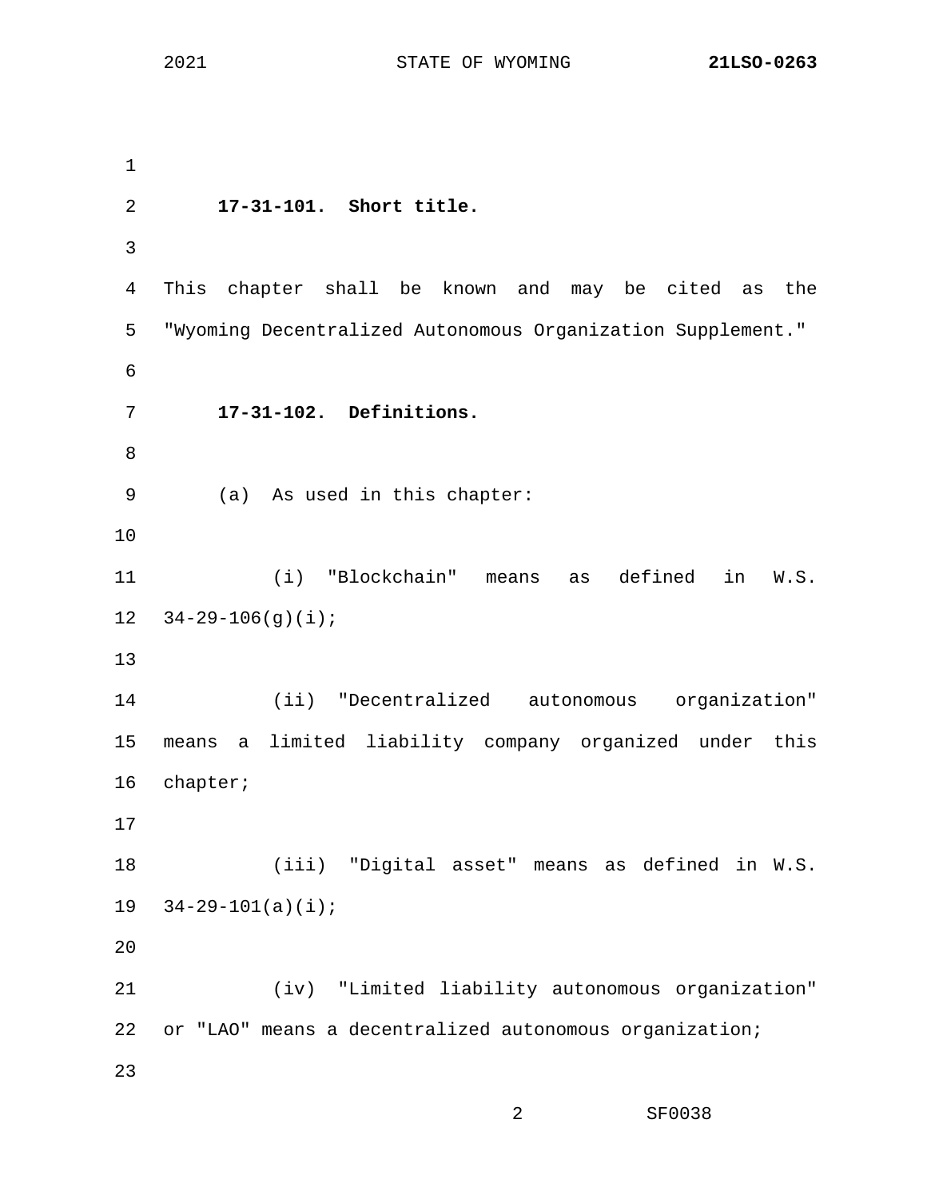**17-31-101. Short title.**

This chapter shall be known and may be cited as the "Wyoming Decentralized Autonomous Organization Supplement."

**17-31-102. Definitions.**

(a) As used in this chapter:

(i) "Blockchain" means as defined in W.S. 34-29-106(g)(i);

(ii) "Decentralized autonomous organization" means a limited liability company organized under this chapter;

(iii) "Digital asset" means as defined in W.S. 34-29-101(a)(i);

(iv) "Limited liability autonomous organization" or "LAO" means a decentralized autonomous organization;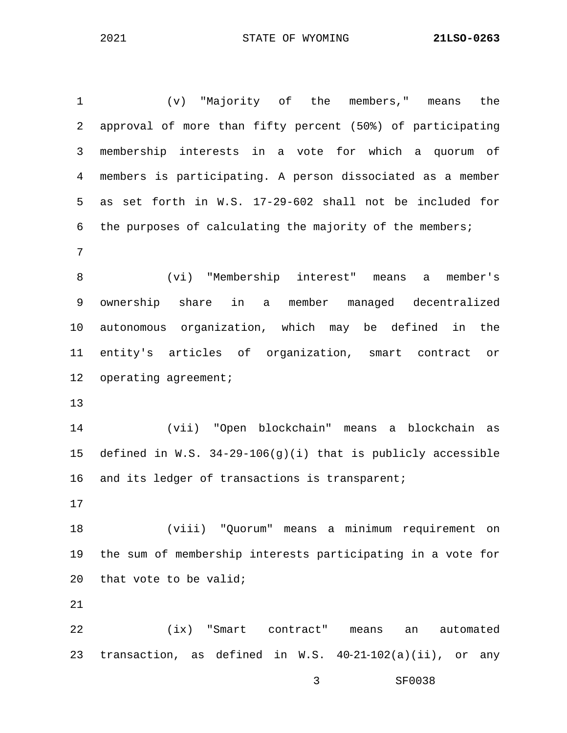(v) "Majority of the members," means the approval of more than fifty percent (50%) of participating membership interests in a vote for which a quorum of members is participating. A person dissociated as a member as set forth in W.S. 17-29-602 shall not be included for the purposes of calculating the majority of the members;

(vi) "Membership interest" means a member's ownership share in a member managed decentralized autonomous organization, which may be defined in the entity's articles of organization, smart contract or operating agreement;

(vii) "Open blockchain" means a blockchain as defined in W.S. 34-29-106(g)(i) that is publicly accessible and its ledger of transactions is transparent;

(viii) "Quorum" means a minimum requirement on the sum of membership interests participating in a vote for that vote to be valid;

(ix) "Smart contract" means an automated transaction, as defined in W.S. 40-21-102(a)(ii), or any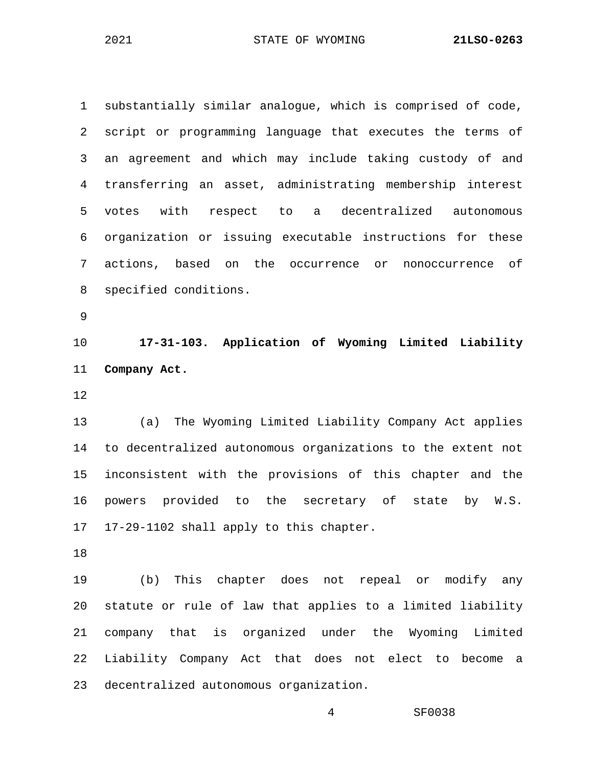substantially similar analogue, which is comprised of code, script or programming language that executes the terms of an agreement and which may include taking custody of and transferring an asset, administrating membership interest votes with respect to a decentralized autonomous organization or issuing executable instructions for these actions, based on the occurrence or nonoccurrence of specified conditions.

**17-31-103. Application of Wyoming Limited Liability Company Act.**

(a) The Wyoming Limited Liability Company Act applies to decentralized autonomous organizations to the extent not inconsistent with the provisions of this chapter and the powers provided to the secretary of state by W.S. 17-29-1102 shall apply to this chapter.

(b) This chapter does not repeal or modify any statute or rule of law that applies to a limited liability company that is organized under the Wyoming Limited Liability Company Act that does not elect to become a decentralized autonomous organization.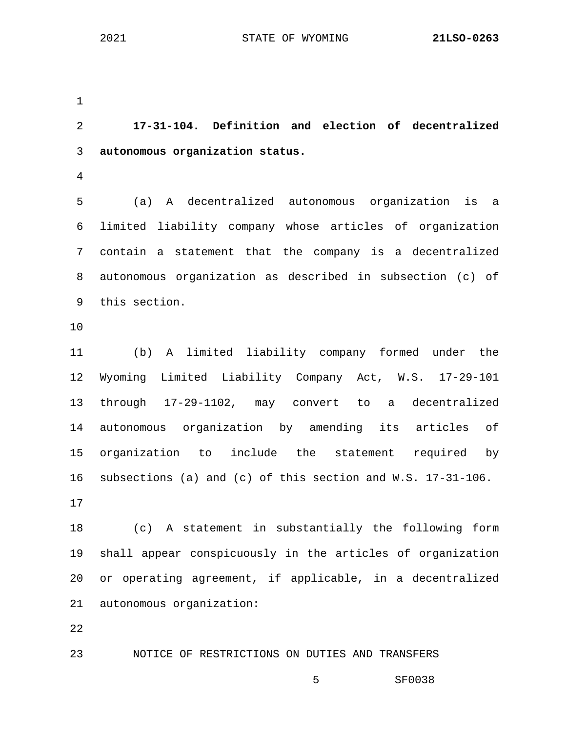**17-31-104. Definition and election of decentralized autonomous organization status.**

(a) A decentralized autonomous organization is a limited liability company whose articles of organization contain a statement that the company is a decentralized autonomous organization as described in subsection (c) of this section.

(b) A limited liability company formed under the Wyoming Limited Liability Company Act, W.S. 17-29-101 through 17-29-1102, may convert to a decentralized autonomous organization by amending its articles of organization to include the statement required by subsections (a) and (c) of this section and W.S. 17-31-106.

(c) A statement in substantially the following form shall appear conspicuously in the articles of organization or operating agreement, if applicable, in a decentralized autonomous organization:

NOTICE OF RESTRICTIONS ON DUTIES AND TRANSFERS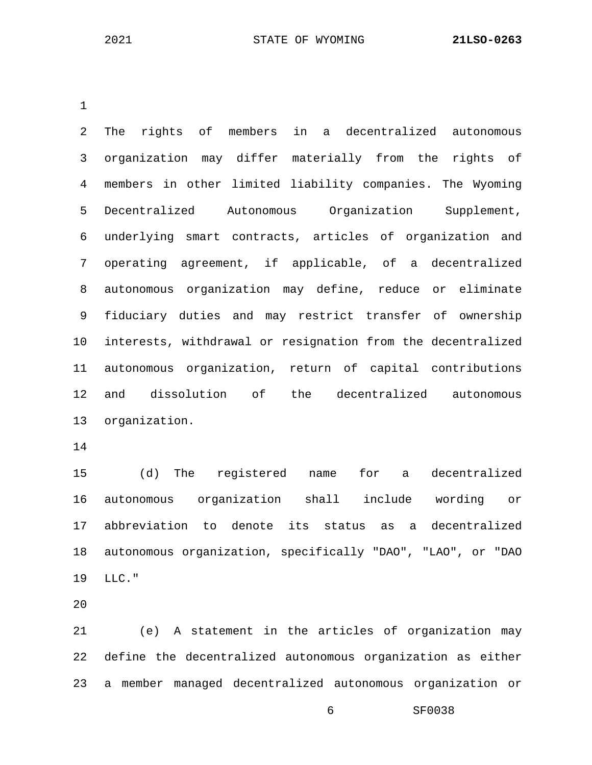The rights of members in a decentralized autonomous organization may differ materially from the rights of members in other limited liability companies. The Wyoming Decentralized Autonomous Organization Supplement, underlying smart contracts, articles of organization and operating agreement, if applicable, of a decentralized autonomous organization may define, reduce or eliminate fiduciary duties and may restrict transfer of ownership interests, withdrawal or resignation from the decentralized autonomous organization, return of capital contributions and dissolution of the decentralized autonomous organization.

(d) The registered name for a decentralized autonomous organization shall include wording or abbreviation to denote its status as a decentralized autonomous organization, specifically "DAO", "LAO", or "DAO LLC."

(e) A statement in the articles of organization may define the decentralized autonomous organization as either a member managed decentralized autonomous organization or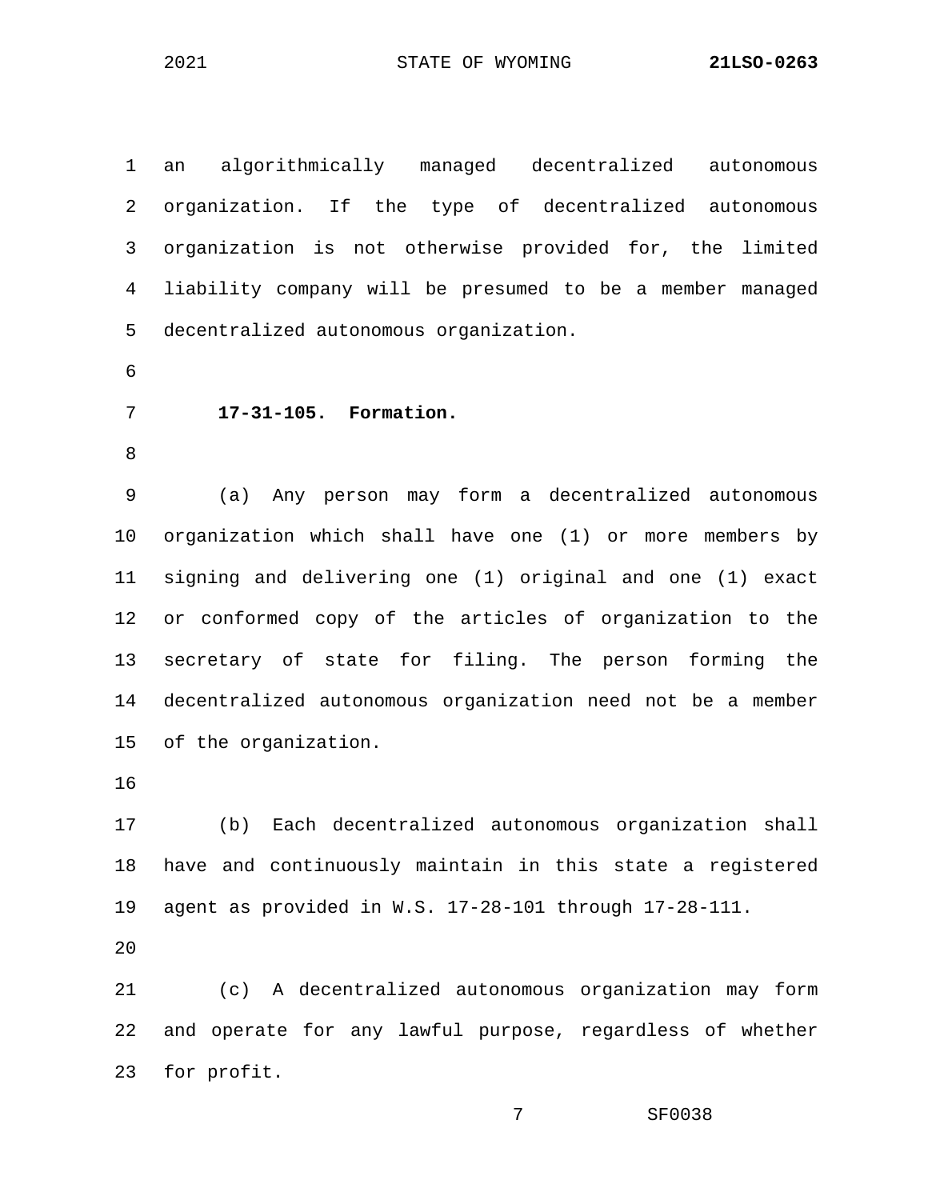an algorithmically managed decentralized autonomous organization. If the type of decentralized autonomous organization is not otherwise provided for, the limited liability company will be presumed to be a member managed decentralized autonomous organization.

**17-31-105. Formation.**

(a) Any person may form a decentralized autonomous organization which shall have one (1) or more members by signing and delivering one (1) original and one (1) exact or conformed copy of the articles of organization to the secretary of state for filing. The person forming the decentralized autonomous organization need not be a member of the organization.

(b) Each decentralized autonomous organization shall have and continuously maintain in this state a registered agent as provided in W.S. 17-28-101 through 17-28-111.

(c) A decentralized autonomous organization may form and operate for any lawful purpose, regardless of whether for profit.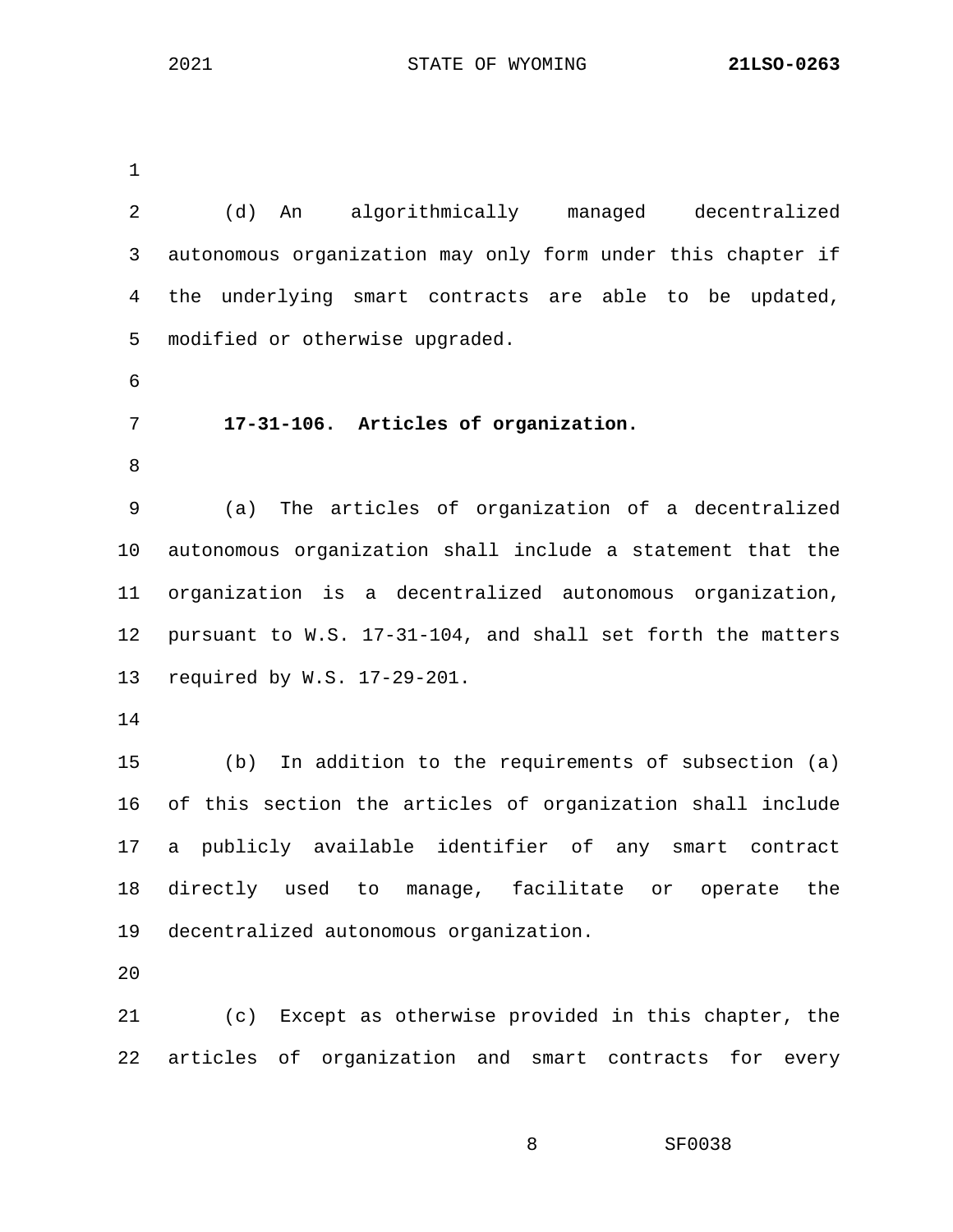(d) An algorithmically managed decentralized autonomous organization may only form under this chapter if the underlying smart contracts are able to be updated, modified or otherwise upgraded.

**17-31-106. Articles of organization.**

(a) The articles of organization of a decentralized autonomous organization shall include a statement that the organization is a decentralized autonomous organization, pursuant to W.S. 17-31-104, and shall set forth the matters required by W.S. 17-29-201.

(b) In addition to the requirements of subsection (a) of this section the articles of organization shall include a publicly available identifier of any smart contract directly used to manage, facilitate or operate the decentralized autonomous organization.

(c) Except as otherwise provided in this chapter, the articles of organization and smart contracts for every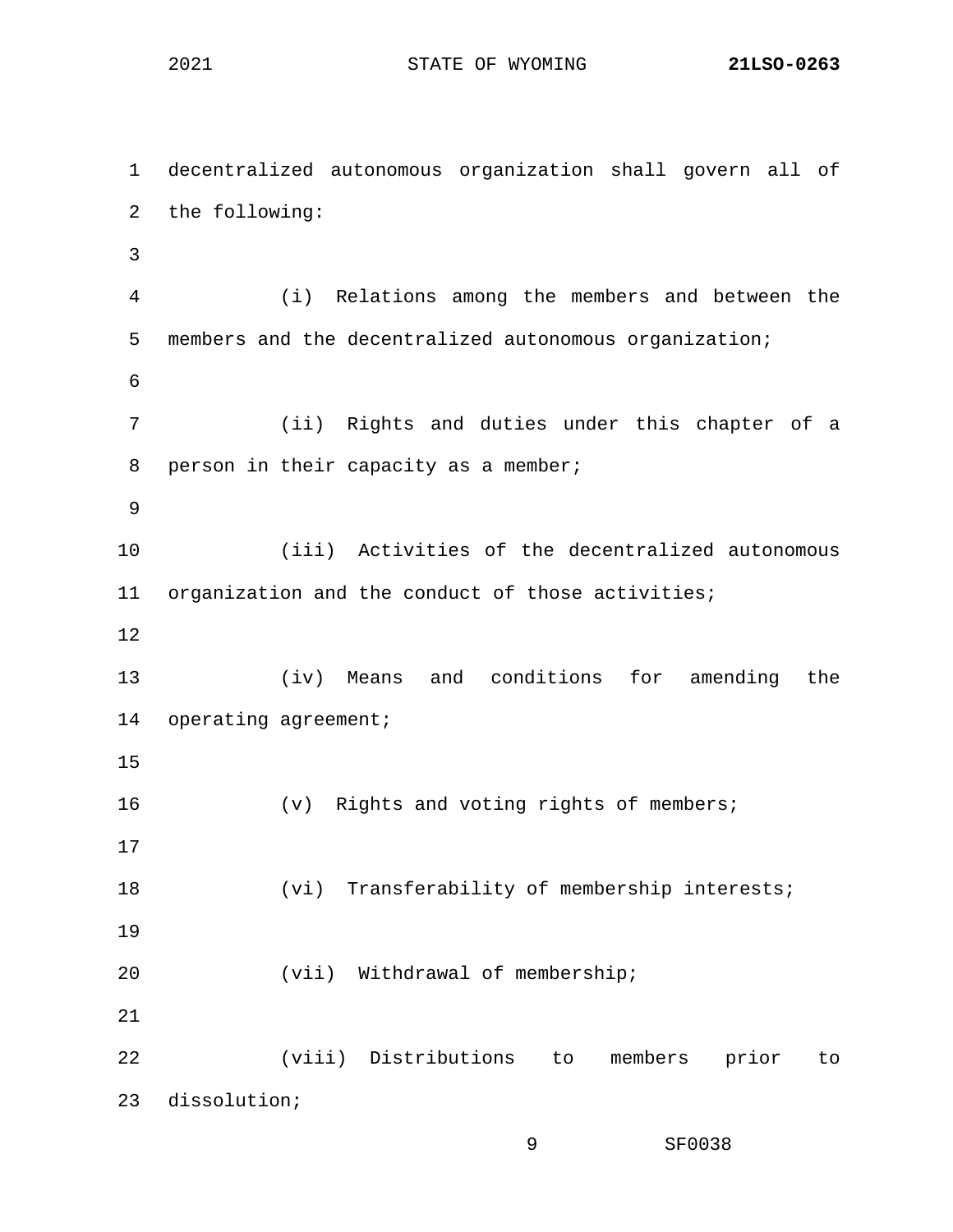decentralized autonomous organization shall govern all of the following:

(i) Relations among the members and between the members and the decentralized autonomous organization;

(ii) Rights and duties under this chapter of a person in their capacity as a member;

(iii) Activities of the decentralized autonomous organization and the conduct of those activities;

(iv) Means and conditions for amending the operating agreement;

(v) Rights and voting rights of members;

(vi) Transferability of membership interests;

(vii) Withdrawal of membership;

(viii) Distributions to members prior to dissolution;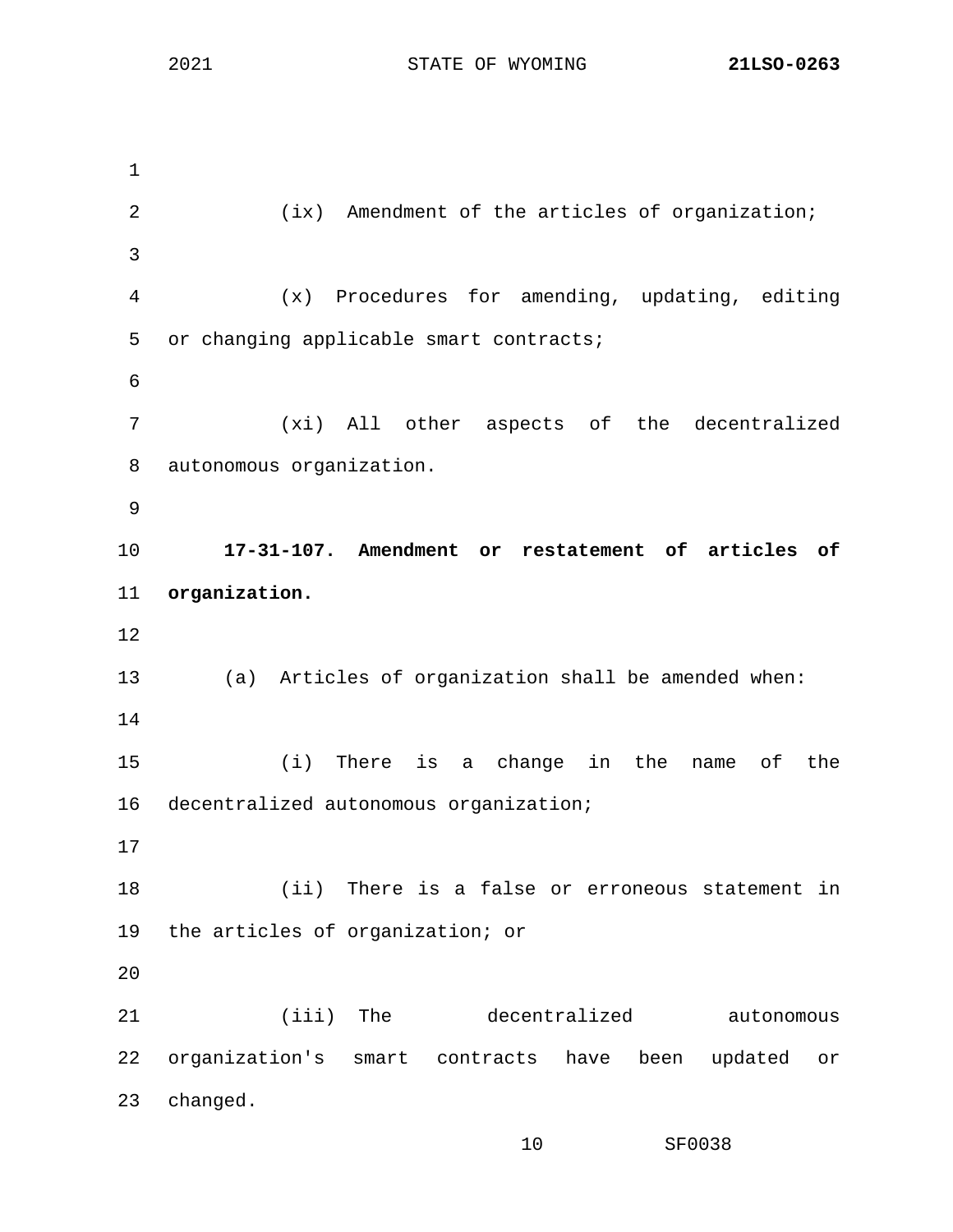(ix) Amendment of the articles of organization;

(x) Procedures for amending, updating, editing or changing applicable smart contracts;

(xi) All other aspects of the decentralized autonomous organization.

**17-31-107. Amendment or restatement of articles of organization.**

(a) Articles of organization shall be amended when:

(i) There is a change in the name of the decentralized autonomous organization;

(ii) There is a false or erroneous statement in the articles of organization; or

(iii) The decentralized autonomous organization's smart contracts have been updated or changed.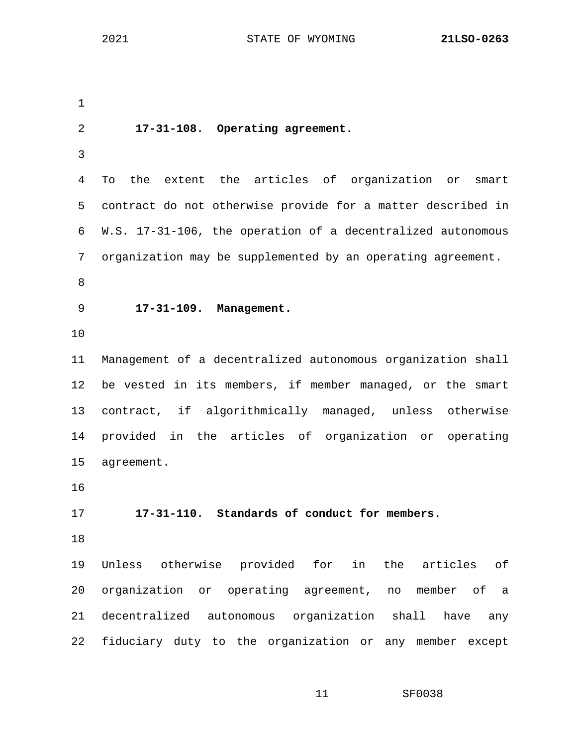**17-31-108. Operating agreement.**

To the extent the articles of organization or smart contract do not otherwise provide for a matter described in W.S. 17-31-106, the operation of a decentralized autonomous organization may be supplemented by an operating agreement.

**17-31-109. Management.**

Management of a decentralized autonomous organization shall be vested in its members, if member managed, or the smart contract, if algorithmically managed, unless otherwise provided in the articles of organization or operating agreement.

**17-31-110. Standards of conduct for members.**

Unless otherwise provided for in the articles of organization or operating agreement, no member of a decentralized autonomous organization shall have any fiduciary duty to the organization or any member except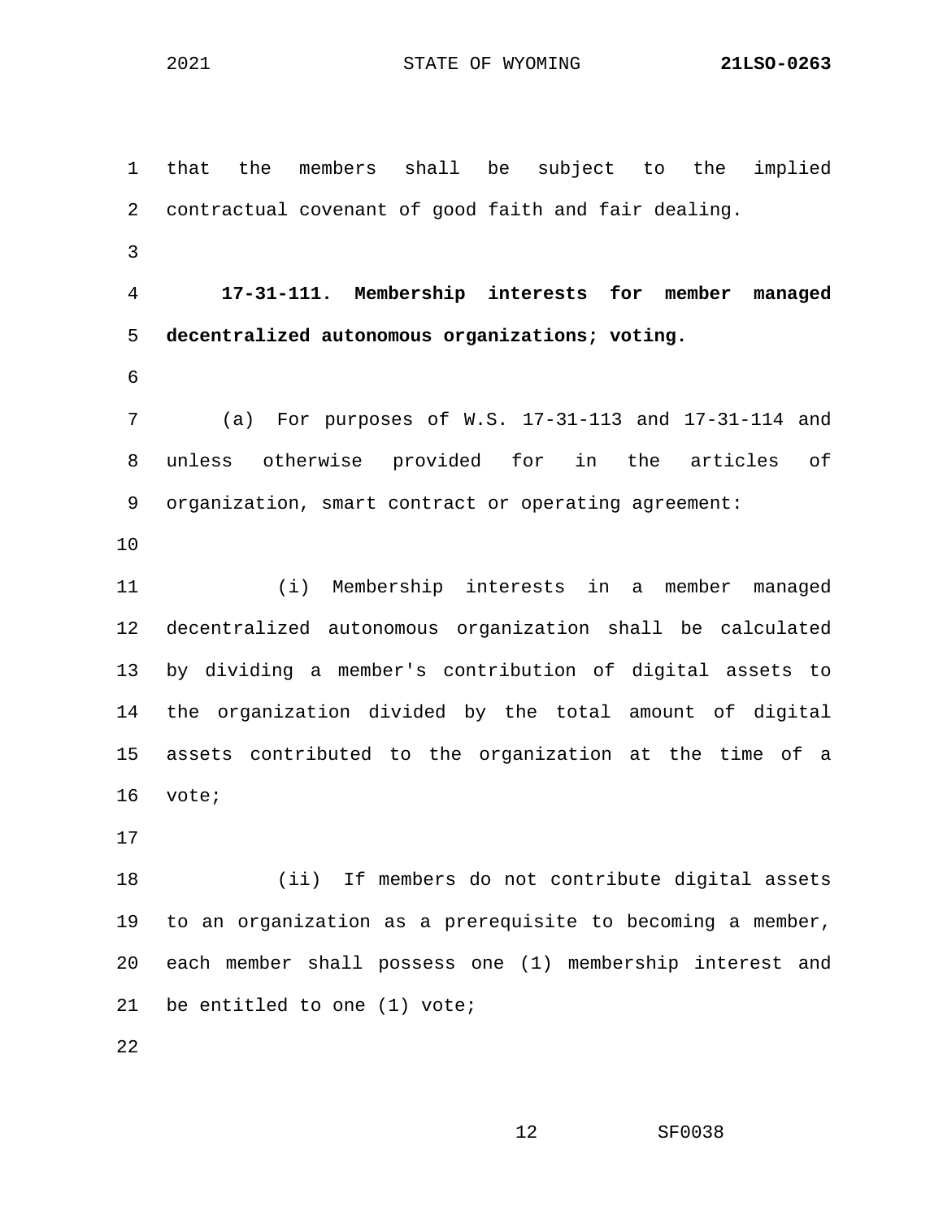that the members shall be subject to the implied contractual covenant of good faith and fair dealing.

**17-31-111. Membership interests for member managed decentralized autonomous organizations; voting.**

(a) For purposes of W.S. 17-31-113 and 17-31-114 and unless otherwise provided for in the articles of organization, smart contract or operating agreement:

(i) Membership interests in a member managed decentralized autonomous organization shall be calculated by dividing a member's contribution of digital assets to the organization divided by the total amount of digital assets contributed to the organization at the time of a vote;

(ii) If members do not contribute digital assets to an organization as a prerequisite to becoming a member, each member shall possess one (1) membership interest and be entitled to one (1) vote;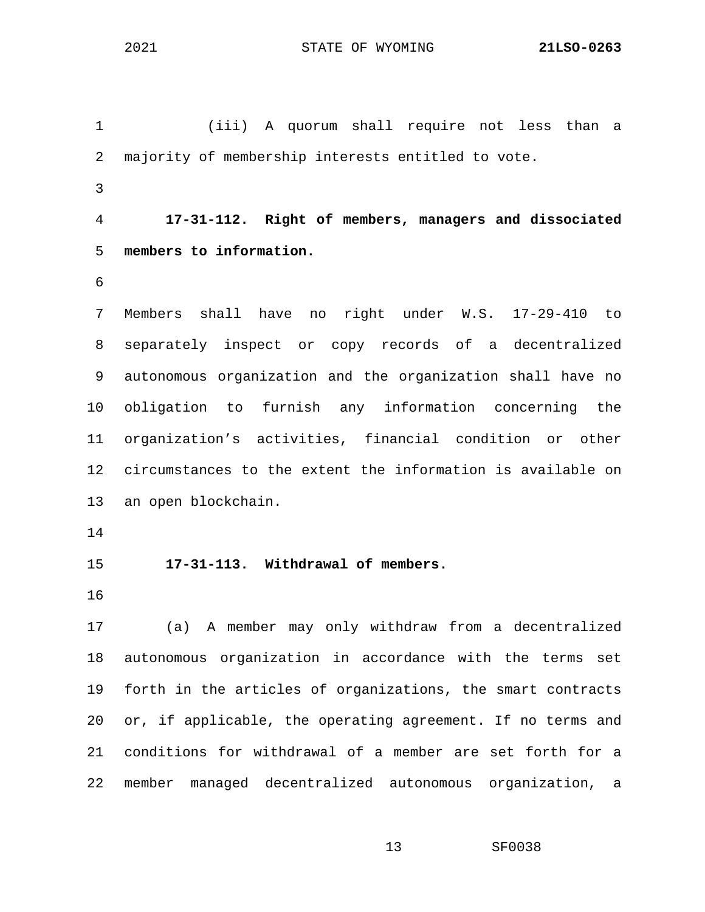(iii) A quorum shall require not less than a majority of membership interests entitled to vote.

**17-31-112. Right of members, managers and dissociated members to information.**

Members shall have no right under W.S. 17-29-410 to separately inspect or copy records of a decentralized autonomous organization and the organization shall have no obligation to furnish any information concerning the organization's activities, financial condition or other circumstances to the extent the information is available on an open blockchain.

**17-31-113. Withdrawal of members.**

(a) A member may only withdraw from a decentralized autonomous organization in accordance with the terms set forth in the articles of organizations, the smart contracts or, if applicable, the operating agreement. If no terms and conditions for withdrawal of a member are set forth for a member managed decentralized autonomous organization, a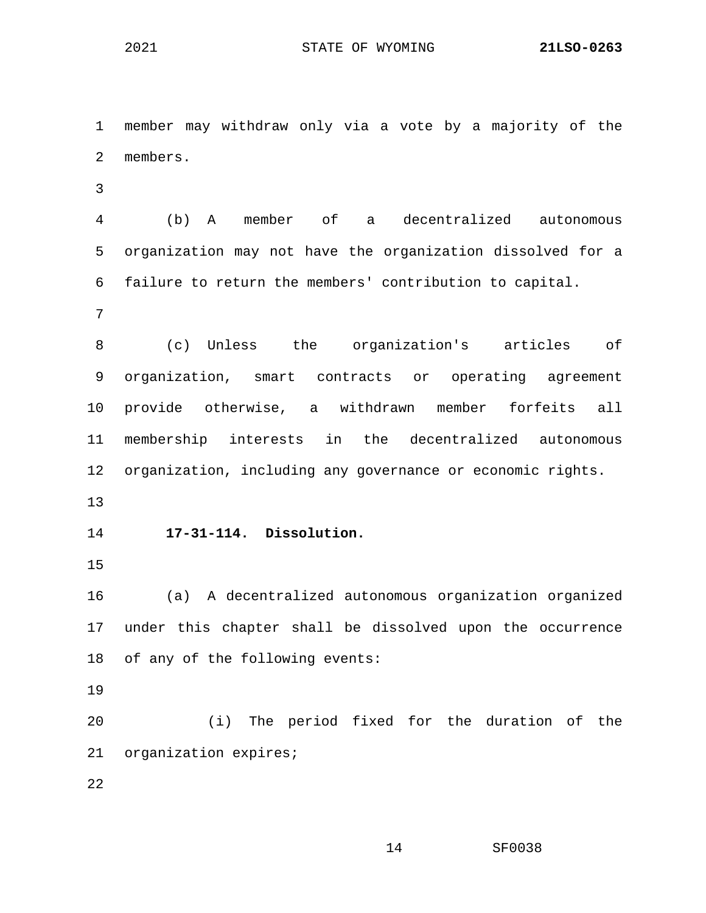member may withdraw only via a vote by a majority of the members.

(b) A member of a decentralized autonomous organization may not have the organization dissolved for a failure to return the members' contribution to capital.

(c) Unless the organization's articles of organization, smart contracts or operating agreement provide otherwise, a withdrawn member forfeits all membership interests in the decentralized autonomous organization, including any governance or economic rights.

**17-31-114. Dissolution.**

(a) A decentralized autonomous organization organized under this chapter shall be dissolved upon the occurrence of any of the following events:

(i) The period fixed for the duration of the organization expires;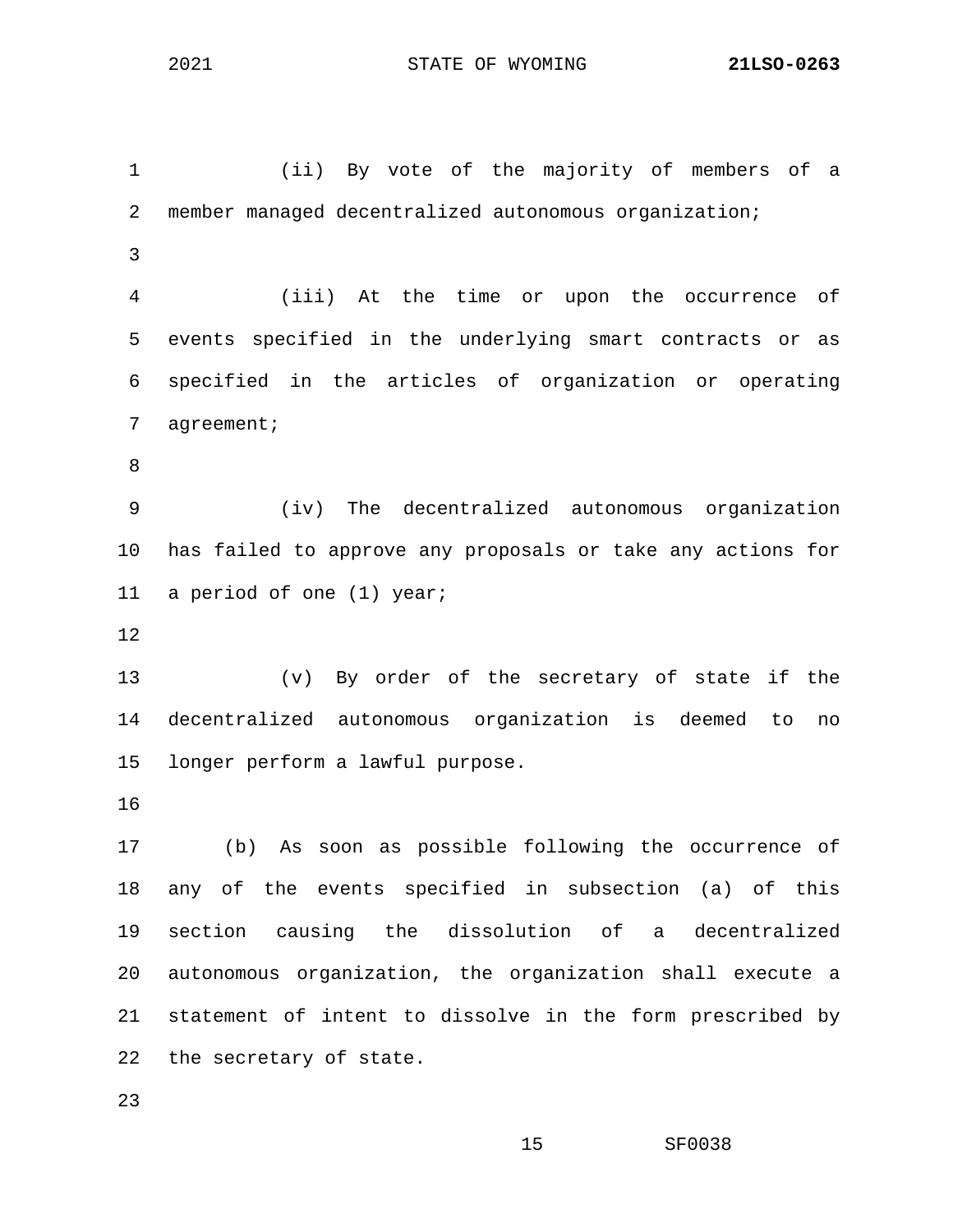(ii) By vote of the majority of members of a member managed decentralized autonomous organization;

(iii) At the time or upon the occurrence of events specified in the underlying smart contracts or as specified in the articles of organization or operating agreement;

(iv) The decentralized autonomous organization has failed to approve any proposals or take any actions for a period of one (1) year;

(v) By order of the secretary of state if the decentralized autonomous organization is deemed to no longer perform a lawful purpose.

(b) As soon as possible following the occurrence of any of the events specified in subsection (a) of this section causing the dissolution of a decentralized autonomous organization, the organization shall execute a statement of intent to dissolve in the form prescribed by the secretary of state.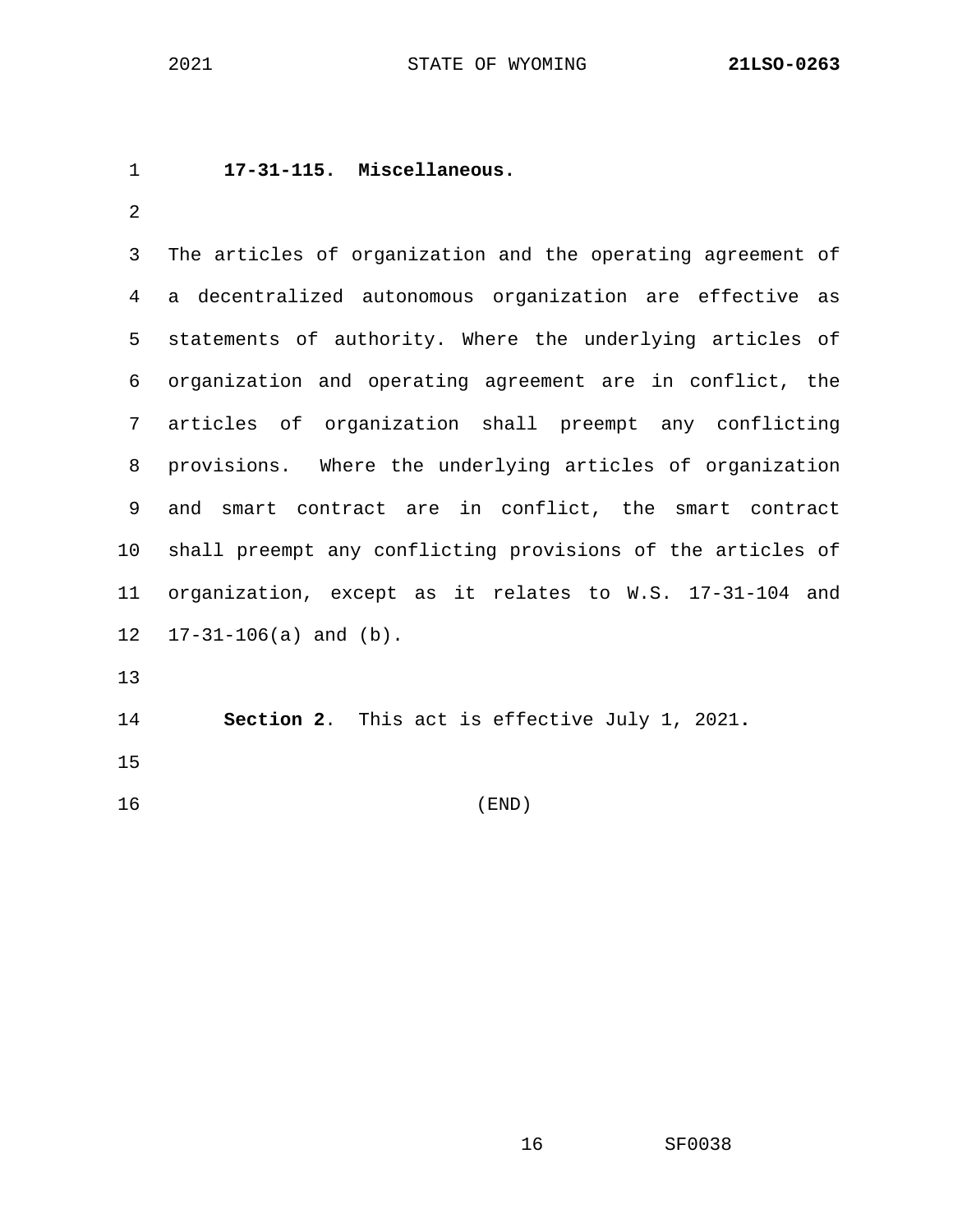**17-31-115. Miscellaneous.**

The articles of organization and the operating agreement of a decentralized autonomous organization are effective as statements of authority. Where the underlying articles of organization and operating agreement are in conflict, the articles of organization shall preempt any conflicting provisions. Where the underlying articles of organization and smart contract are in conflict, the smart contract shall preempt any conflicting provisions of the articles of organization, except as it relates to W.S. 17-31-104 and 17-31-106(a) and (b).

**Section 2**. This act is effective July 1, 2021.

(END)